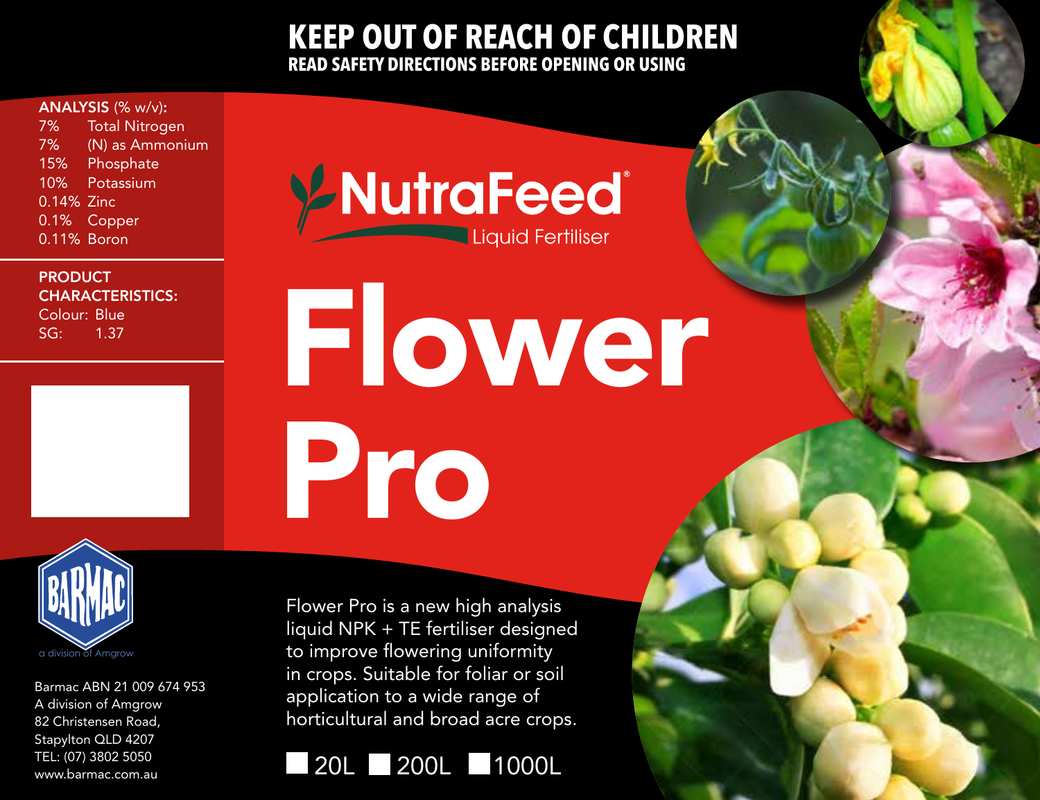# KEEP OUT OF REACH OF CHILDREN

**READ SAFETY DIRECTIONS BEFORE OPENING OR USING**

**ANALYSIS** (% w/v):

| | |
|---|---|
| 7% | Total Nitrogen |
| 7% | (N) as Ammonium |
| 15% | Phosphate |
| 10% | Potassium |
| 0.14% | Zinc |
| 0.1% | Copper |
| 0.11% | Boron |

**PRODUCT CHARACTERISTICS:**

Colour: Blue

SG: 1.37

NutraFeed®

Liquid Fertiliser

# Flower Pro

Flower Pro is a new high analysis liquid NPK + TE fertiliser designed to improve flowering uniformity in crops. Suitable for foliar or soil application to a wide range of horticultural and broad acre crops.

☐ 20L ☐ 200L ☐ 1000L

BARMAC

a division of Amgrow

Barmac ABN 21 009 674 953
A division of Amgrow
82 Christensen Road,
Stapylton QLD 4207
TEL: (07) 3802 5050
www.barmac.com.au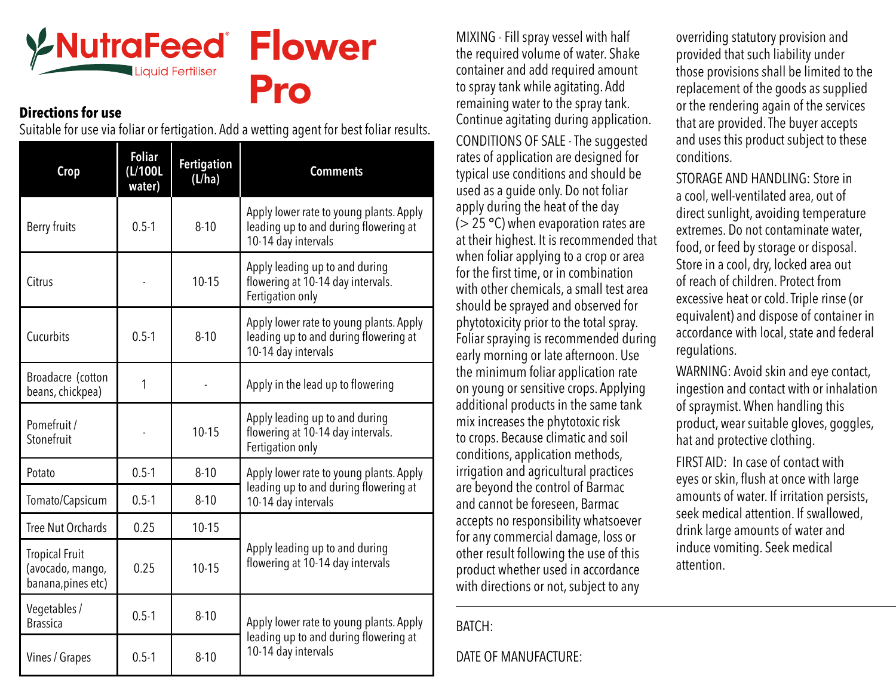# NutraFeed® Flower Pro

Liquid Fertiliser

**Directions for use**

Suitable for use via foliar or fertigation. Add a wetting agent for best foliar results.

| Crop | Foliar (L/100L water) | Fertigation (L/ha) | Comments |
|---|---|---|---|
| Berry fruits | 0.5-1 | 8-10 | Apply lower rate to young plants. Apply leading up to and during flowering at 10-14 day intervals |
| Citrus | - | 10-15 | Apply leading up to and during flowering at 10-14 day intervals. Fertigation only |
| Cucurbits | 0.5-1 | 8-10 | Apply lower rate to young plants. Apply leading up to and during flowering at 10-14 day intervals |
| Broadacre (cotton beans, chickpea) | 1 | - | Apply in the lead up to flowering |
| Pomefruit / Stonefruit | - | 10-15 | Apply leading up to and during flowering at 10-14 day intervals. Fertigation only |
| Potato | 0.5-1 | 8-10 | Apply lower rate to young plants. Apply leading up to and during flowering at 10-14 day intervals |
| Tomato/Capsicum | 0.5-1 | 8-10 | |
| Tree Nut Orchards | 0.25 | 10-15 | Apply leading up to and during flowering at 10-14 day intervals |
| Tropical Fruit (avocado, mango, banana,pines etc) | 0.25 | 10-15 | |
| Vegetables / Brassica | 0.5-1 | 8-10 | Apply lower rate to young plants. Apply leading up to and during flowering at 10-14 day intervals |
| Vines / Grapes | 0.5-1 | 8-10 | |

MIXING - Fill spray vessel with half the required volume of water. Shake container and add required amount to spray tank while agitating. Add remaining water to the spray tank. Continue agitating during application.

CONDITIONS OF SALE - The suggested rates of application are designed for typical use conditions and should be used as a guide only. Do not foliar apply during the heat of the day (> 25 °C) when evaporation rates are at their highest. It is recommended that when foliar applying to a crop or area for the first time, or in combination with other chemicals, a small test area should be sprayed and observed for phytotoxicity prior to the total spray. Foliar spraying is recommended during early morning or late afternoon. Use the minimum foliar application rate on young or sensitive crops. Applying additional products in the same tank mix increases the phytotoxic risk to crops. Because climatic and soil conditions, application methods, irrigation and agricultural practices are beyond the control of Barmac and cannot be foreseen, Barmac accepts no responsibility whatsoever for any commercial damage, loss or other result following the use of this product whether used in accordance with directions or not, subject to any overriding statutory provision and provided that such liability under those provisions shall be limited to the replacement of the goods as supplied or the rendering again of the services that are provided. The buyer accepts and uses this product subject to these conditions.

STORAGE AND HANDLING: Store in a cool, well-ventilated area, out of direct sunlight, avoiding temperature extremes. Do not contaminate water, food, or feed by storage or disposal. Store in a cool, dry, locked area out of reach of children. Protect from excessive heat or cold. Triple rinse (or equivalent) and dispose of container in accordance with local, state and federal regulations.

WARNING: Avoid skin and eye contact, ingestion and contact with or inhalation of spraymist. When handling this product, wear suitable gloves, goggles, hat and protective clothing.

FIRST AID: In case of contact with eyes or skin, flush at once with large amounts of water. If irritation persists, seek medical attention. If swallowed, drink large amounts of water and induce vomiting. Seek medical attention.

BATCH:

DATE OF MANUFACTURE: